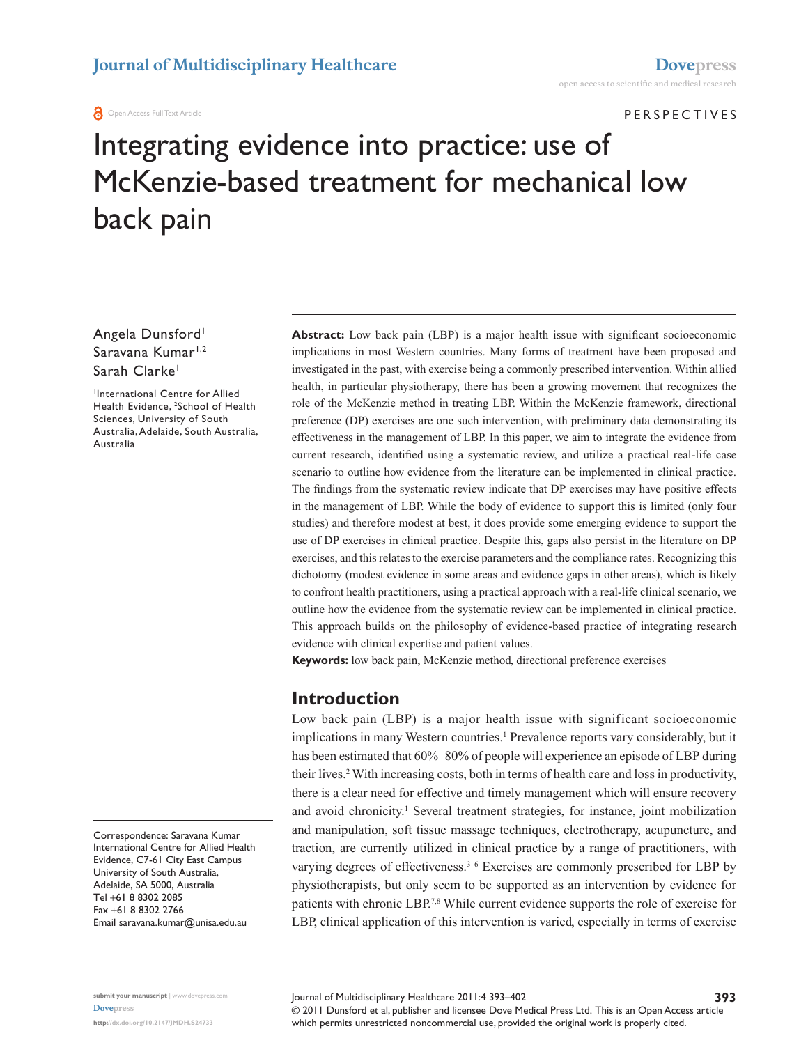Journal of Multidisciplinary Healthcare

Open Access Full Text Article

PERSPECTIVES

# Integrating evidence into practice: use of McKenzie-based treatment for mechanical low back pain

Angela Dunsford[1]
Saravana Kumar[1,2]
Sarah Clarke[1]

[1]International Centre for Allied Health Evidence, [2]School of Health Sciences, University of South Australia, Adelaide, South Australia, Australia

Correspondence: Saravana Kumar
International Centre for Allied Health Evidence, C7-61 City East Campus
University of South Australia, Adelaide, SA 5000, Australia
Tel +61 8 8302 2085
Fax +61 8 8302 2766
Email saravana.kumar@unisa.edu.au

**Abstract:** Low back pain (LBP) is a major health issue with significant socioeconomic implications in most Western countries. Many forms of treatment have been proposed and investigated in the past, with exercise being a commonly prescribed intervention. Within allied health, in particular physiotherapy, there has been a growing movement that recognizes the role of the McKenzie method in treating LBP. Within the McKenzie framework, directional preference (DP) exercises are one such intervention, with preliminary data demonstrating its effectiveness in the management of LBP. In this paper, we aim to integrate the evidence from current research, identified using a systematic review, and utilize a practical real-life case scenario to outline how evidence from the literature can be implemented in clinical practice. The findings from the systematic review indicate that DP exercises may have positive effects in the management of LBP. While the body of evidence to support this is limited (only four studies) and therefore modest at best, it does provide some emerging evidence to support the use of DP exercises in clinical practice. Despite this, gaps also persist in the literature on DP exercises, and this relates to the exercise parameters and the compliance rates. Recognizing this dichotomy (modest evidence in some areas and evidence gaps in other areas), which is likely to confront health practitioners, using a practical approach with a real-life clinical scenario, we outline how the evidence from the systematic review can be implemented in clinical practice. This approach builds on the philosophy of evidence-based practice of integrating research evidence with clinical expertise and patient values.

**Keywords:** low back pain, McKenzie method, directional preference exercises

## Introduction

Low back pain (LBP) is a major health issue with significant socioeconomic implications in many Western countries.[1] Prevalence reports vary considerably, but it has been estimated that 60%–80% of people will experience an episode of LBP during their lives.[2] With increasing costs, both in terms of health care and loss in productivity, there is a clear need for effective and timely management which will ensure recovery and avoid chronicity.[1] Several treatment strategies, for instance, joint mobilization and manipulation, soft tissue massage techniques, electrotherapy, acupuncture, and traction, are currently utilized in clinical practice by a range of practitioners, with varying degrees of effectiveness.[3–6] Exercises are commonly prescribed for LBP by physiotherapists, but only seem to be supported as an intervention by evidence for patients with chronic LBP.[7,8] While current evidence supports the role of exercise for LBP, clinical application of this intervention is varied, especially in terms of exercise

© 2011 Dunsford et al, publisher and licensee Dove Medical Press Ltd. This is an Open Access article which permits unrestricted noncommercial use, provided the original work is properly cited.

http://dx.doi.org/10.2147/JMDH.S24733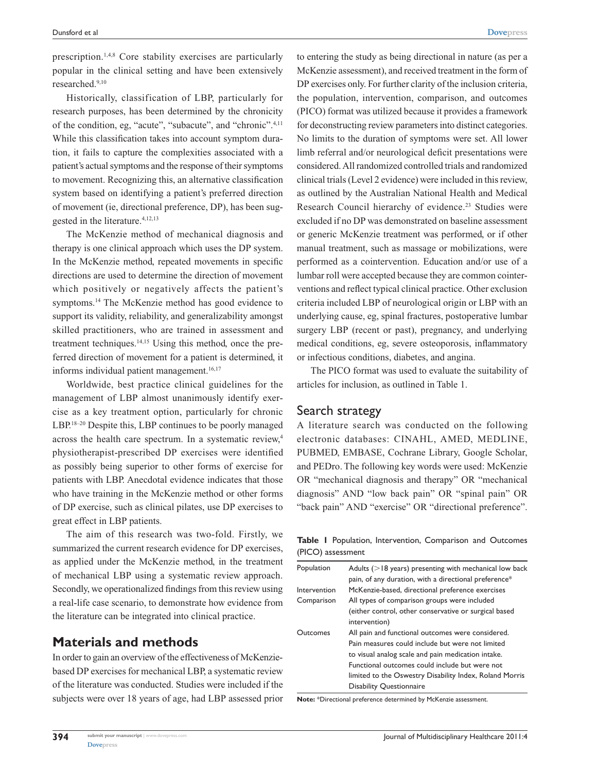prescription.[1,4,8] Core stability exercises are particularly popular in the clinical setting and have been extensively researched.[9,10]

Historically, classification of LBP, particularly for research purposes, has been determined by the chronicity of the condition, eg, "acute", "subacute", and "chronic".[4,11] While this classification takes into account symptom duration, it fails to capture the complexities associated with a patient's actual symptoms and the response of their symptoms to movement. Recognizing this, an alternative classification system based on identifying a patient's preferred direction of movement (ie, directional preference, DP), has been suggested in the literature.[4,12,13]

The McKenzie method of mechanical diagnosis and therapy is one clinical approach which uses the DP system. In the McKenzie method, repeated movements in specific directions are used to determine the direction of movement which positively or negatively affects the patient's symptoms.[14] The McKenzie method has good evidence to support its validity, reliability, and generalizability amongst skilled practitioners, who are trained in assessment and treatment techniques.[14,15] Using this method, once the preferred direction of movement for a patient is determined, it informs individual patient management.[16,17]

Worldwide, best practice clinical guidelines for the management of LBP almost unanimously identify exercise as a key treatment option, particularly for chronic LBP.[18–20] Despite this, LBP continues to be poorly managed across the health care spectrum. In a systematic review,[4] physiotherapist-prescribed DP exercises were identified as possibly being superior to other forms of exercise for patients with LBP. Anecdotal evidence indicates that those who have training in the McKenzie method or other forms of DP exercise, such as clinical pilates, use DP exercises to great effect in LBP patients.

The aim of this research was two-fold. Firstly, we summarized the current research evidence for DP exercises, as applied under the McKenzie method, in the treatment of mechanical LBP using a systematic review approach. Secondly, we operationalized findings from this review using a real-life case scenario, to demonstrate how evidence from the literature can be integrated into clinical practice.

## Materials and methods

In order to gain an overview of the effectiveness of McKenzie-based DP exercises for mechanical LBP, a systematic review of the literature was conducted. Studies were included if the subjects were over 18 years of age, had LBP assessed prior to entering the study as being directional in nature (as per a McKenzie assessment), and received treatment in the form of DP exercises only. For further clarity of the inclusion criteria, the population, intervention, comparison, and outcomes (PICO) format was utilized because it provides a framework for deconstructing review parameters into distinct categories. No limits to the duration of symptoms were set. All lower limb referral and/or neurological deficit presentations were considered. All randomized controlled trials and randomized clinical trials (Level 2 evidence) were included in this review, as outlined by the Australian National Health and Medical Research Council hierarchy of evidence.[23] Studies were excluded if no DP was demonstrated on baseline assessment or generic McKenzie treatment was performed, or if other manual treatment, such as massage or mobilizations, were performed as a cointervention. Education and/or use of a lumbar roll were accepted because they are common cointerventions and reflect typical clinical practice. Other exclusion criteria included LBP of neurological origin or LBP with an underlying cause, eg, spinal fractures, postoperative lumbar surgery LBP (recent or past), pregnancy, and underlying medical conditions, eg, severe osteoporosis, inflammatory or infectious conditions, diabetes, and angina.

The PICO format was used to evaluate the suitability of articles for inclusion, as outlined in Table 1.

### Search strategy

A literature search was conducted on the following electronic databases: CINAHL, AMED, MEDLINE, PUBMED, EMBASE, Cochrane Library, Google Scholar, and PEDro. The following key words were used: McKenzie OR "mechanical diagnosis and therapy" OR "mechanical diagnosis" AND "low back pain" OR "spinal pain" OR "back pain" AND "exercise" OR "directional preference".

**Table 1** Population, Intervention, Comparison and Outcomes (PICO) assessment

| | |
|---|---|
| Population | Adults (>18 years) presenting with mechanical low back pain, of any duration, with a directional preference* |
| Intervention | McKenzie-based, directional preference exercises |
| Comparison | All types of comparison groups were included (either control, other conservative or surgical based intervention) |
| Outcomes | All pain and functional outcomes were considered. Pain measures could include but were not limited to visual analog scale and pain medication intake. Functional outcomes could include but were not limited to the Oswestry Disability Index, Roland Morris Disability Questionnaire |

**Note:** *Directional preference determined by McKenzie assessment.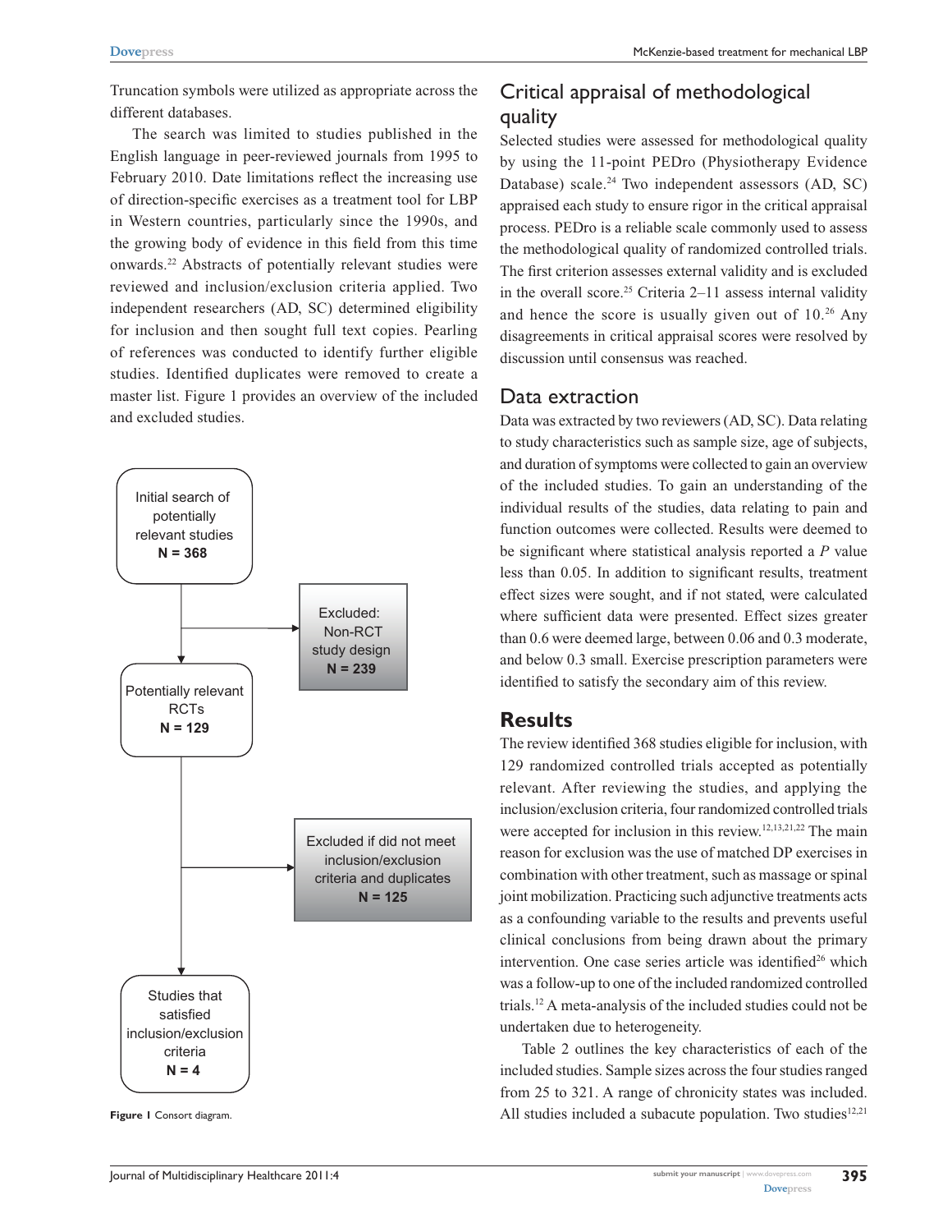Truncation symbols were utilized as appropriate across the different databases.

The search was limited to studies published in the English language in peer-reviewed journals from 1995 to February 2010. Date limitations reflect the increasing use of direction-specific exercises as a treatment tool for LBP in Western countries, particularly since the 1990s, and the growing body of evidence in this field from this time onwards.[22] Abstracts of potentially relevant studies were reviewed and inclusion/exclusion criteria applied. Two independent researchers (AD, SC) determined eligibility for inclusion and then sought full text copies. Pearling of references was conducted to identify further eligible studies. Identified duplicates were removed to create a master list. Figure 1 provides an overview of the included and excluded studies.

Initial search of potentially relevant studies **N = 368**

→ Excluded: Non-RCT study design **N = 239**

Potentially relevant RCTs **N = 129**

→ Excluded if did not meet inclusion/exclusion criteria and duplicates **N = 125**

Studies that satisfied inclusion/exclusion criteria **N = 4**

**Figure 1** Consort diagram.

## Critical appraisal of methodological quality

Selected studies were assessed for methodological quality by using the 11-point PEDro (Physiotherapy Evidence Database) scale.[24] Two independent assessors (AD, SC) appraised each study to ensure rigor in the critical appraisal process. PEDro is a reliable scale commonly used to assess the methodological quality of randomized controlled trials. The first criterion assesses external validity and is excluded in the overall score.[25] Criteria 2–11 assess internal validity and hence the score is usually given out of 10.[26] Any disagreements in critical appraisal scores were resolved by discussion until consensus was reached.

## Data extraction

Data was extracted by two reviewers (AD, SC). Data relating to study characteristics such as sample size, age of subjects, and duration of symptoms were collected to gain an overview of the included studies. To gain an understanding of the individual results of the studies, data relating to pain and function outcomes were collected. Results were deemed to be significant where statistical analysis reported a *P* value less than 0.05. In addition to significant results, treatment effect sizes were sought, and if not stated, were calculated where sufficient data were presented. Effect sizes greater than 0.6 were deemed large, between 0.06 and 0.3 moderate, and below 0.3 small. Exercise prescription parameters were identified to satisfy the secondary aim of this review.

# Results

The review identified 368 studies eligible for inclusion, with 129 randomized controlled trials accepted as potentially relevant. After reviewing the studies, and applying the inclusion/exclusion criteria, four randomized controlled trials were accepted for inclusion in this review.[12,13,21,22] The main reason for exclusion was the use of matched DP exercises in combination with other treatment, such as massage or spinal joint mobilization. Practicing such adjunctive treatments acts as a confounding variable to the results and prevents useful clinical conclusions from being drawn about the primary intervention. One case series article was identified[26] which was a follow-up to one of the included randomized controlled trials.[12] A meta-analysis of the included studies could not be undertaken due to heterogeneity.

Table 2 outlines the key characteristics of each of the included studies. Sample sizes across the four studies ranged from 25 to 321. A range of chronicity states was included. All studies included a subacute population. Two studies[12,21]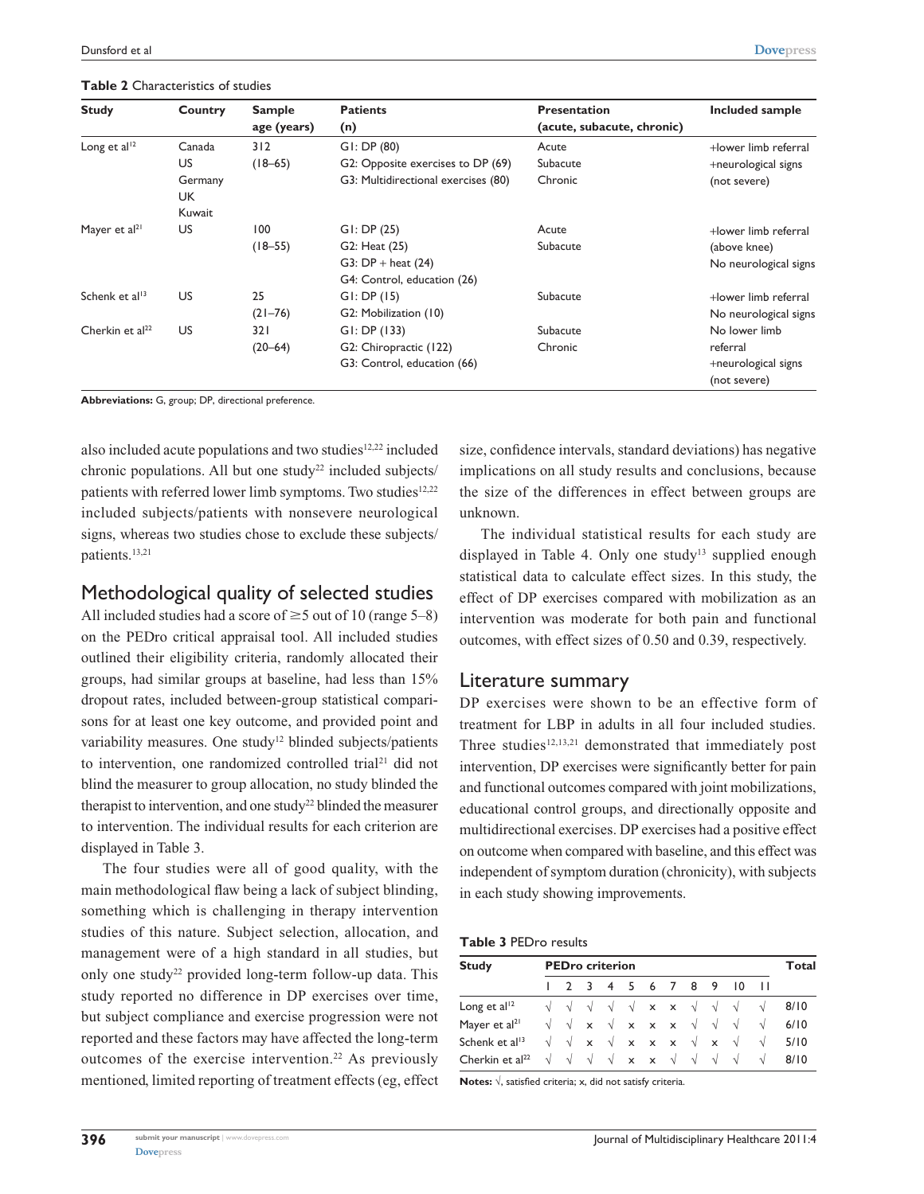**Table 2** Characteristics of studies

| Study | Country | Sample age (years) | Patients (n) | Presentation (acute, subacute, chronic) | Included sample |
|---|---|---|---|---|---|
| Long et al[12] | Canada<br>US<br>Germany<br>UK<br>Kuwait | 312<br>(18–65) | G1: DP (80)<br>G2: Opposite exercises to DP (69)<br>G3: Multidirectional exercises (80) | Acute<br>Subacute<br>Chronic | +lower limb referral<br>+neurological signs<br>(not severe) |
| Mayer et al[21] | US | 100<br>(18–55) | G1: DP (25)<br>G2: Heat (25)<br>G3: DP + heat (24)<br>G4: Control, education (26) | Acute<br>Subacute | +lower limb referral<br>(above knee)<br>No neurological signs |
| Schenk et al[13] | US | 25<br>(21–76) | G1: DP (15)<br>G2: Mobilization (10) | Subacute | +lower limb referral<br>No neurological signs |
| Cherkin et al[22] | US | 321<br>(20–64) | G1: DP (133)<br>G2: Chiropractic (122)<br>G3: Control, education (66) | Subacute<br>Chronic | No lower limb<br>referral<br>+neurological signs<br>(not severe) |

**Abbreviations:** G, group; DP, directional preference.

also included acute populations and two studies[12,22] included chronic populations. All but one study[22] included subjects/patients with referred lower limb symptoms. Two studies[12,22] included subjects/patients with nonsevere neurological signs, whereas two studies chose to exclude these subjects/patients.[13,21]

## Methodological quality of selected studies

All included studies had a score of ≥5 out of 10 (range 5–8) on the PEDro critical appraisal tool. All included studies outlined their eligibility criteria, randomly allocated their groups, had similar groups at baseline, had less than 15% dropout rates, included between-group statistical comparisons for at least one key outcome, and provided point and variability measures. One study[12] blinded subjects/patients to intervention, one randomized controlled trial[21] did not blind the measurer to group allocation, no study blinded the therapist to intervention, and one study[22] blinded the measurer to intervention. The individual results for each criterion are displayed in Table 3.

The four studies were all of good quality, with the main methodological flaw being a lack of subject blinding, something which is challenging in therapy intervention studies of this nature. Subject selection, allocation, and management were of a high standard in all studies, but only one study[22] provided long-term follow-up data. This study reported no difference in DP exercises over time, but subject compliance and exercise progression were not reported and these factors may have affected the long-term outcomes of the exercise intervention.[22] As previously mentioned, limited reporting of treatment effects (eg, effect size, confidence intervals, standard deviations) has negative implications on all study results and conclusions, because the size of the differences in effect between groups are unknown.

The individual statistical results for each study are displayed in Table 4. Only one study[13] supplied enough statistical data to calculate effect sizes. In this study, the effect of DP exercises compared with mobilization as an intervention was moderate for both pain and functional outcomes, with effect sizes of 0.50 and 0.39, respectively.

## Literature summary

DP exercises were shown to be an effective form of treatment for LBP in adults in all four included studies. Three studies[12,13,21] demonstrated that immediately post intervention, DP exercises were significantly better for pain and functional outcomes compared with joint mobilizations, educational control groups, and directionally opposite and multidirectional exercises. DP exercises had a positive effect on outcome when compared with baseline, and this effect was independent of symptom duration (chronicity), with subjects in each study showing improvements.

**Table 3** PEDro results

| Study | PEDro criterion | | | | | | | | | | | Total |
|---|---|---|---|---|---|---|---|---|---|---|---|---|
| | 1 | 2 | 3 | 4 | 5 | 6 | 7 | 8 | 9 | 10 | 11 | |
| Long et al[12] | √ | √ | √ | √ | √ | x | x | √ | √ | √ | √ | 8/10 |
| Mayer et al[21] | √ | √ | x | √ | x | x | x | √ | √ | √ | √ | 6/10 |
| Schenk et al[13] | √ | √ | x | √ | x | x | x | √ | x | √ | √ | 5/10 |
| Cherkin et al[22] | √ | √ | √ | √ | x | x | √ | √ | √ | √ | √ | 8/10 |

**Notes:** √, satisfied criteria; x, did not satisfy criteria.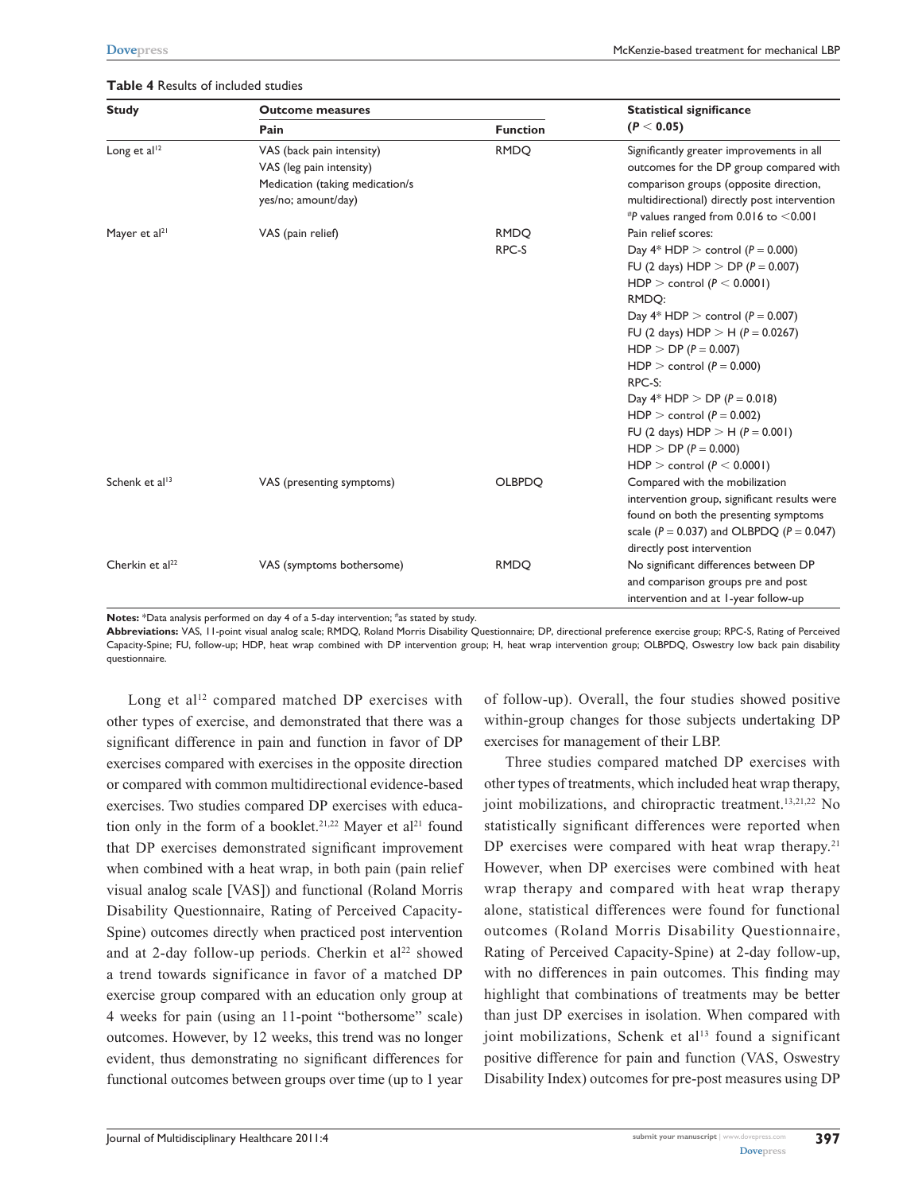**Table 4** Results of included studies

| Study | Outcome measures | | Statistical significance ($P < 0.05$) |
|---|---|---|---|
| | Pain | Function | |
| Long et al[12] | VAS (back pain intensity)<br>VAS (leg pain intensity)<br>Medication (taking medication/s yes/no; amount/day) | RMDQ | Significantly greater improvements in all outcomes for the DP group compared with comparison groups (opposite direction, multidirectional) directly post intervention<br>#$P$ values ranged from 0.016 to $<0.001$ |
| Mayer et al[21] | VAS (pain relief) | RMDQ<br>RPC-S | Pain relief scores:<br>Day 4* HDP > control ($P = 0.000$)<br>FU (2 days) HDP > DP ($P = 0.007$)<br>HDP > control ($P < 0.0001$)<br>RMDQ:<br>Day 4* HDP > control ($P = 0.007$)<br>FU (2 days) HDP > H ($P = 0.0267$)<br>HDP > DP ($P = 0.007$)<br>HDP > control ($P = 0.000$)<br>RPC-S:<br>Day 4* HDP > DP ($P = 0.018$)<br>HDP > control ($P = 0.002$)<br>FU (2 days) HDP > H ($P = 0.001$)<br>HDP > DP ($P = 0.000$)<br>HDP > control ($P < 0.0001$) |
| Schenk et al[13] | VAS (presenting symptoms) | OLBPDQ | Compared with the mobilization intervention group, significant results were found on both the presenting symptoms scale ($P = 0.037$) and OLBPDQ ($P = 0.047$) directly post intervention |
| Cherkin et al[22] | VAS (symptoms bothersome) | RMDQ | No significant differences between DP and comparison groups pre and post intervention and at 1-year follow-up |

**Notes:** *Data analysis performed on day 4 of a 5-day intervention; #as stated by study.
**Abbreviations:** VAS, 11-point visual analog scale; RMDQ, Roland Morris Disability Questionnaire; DP, directional preference exercise group; RPC-S, Rating of Perceived Capacity-Spine; FU, follow-up; HDP, heat wrap combined with DP intervention group; H, heat wrap intervention group; OLBPDQ, Oswestry low back pain disability questionnaire.

Long et al[12] compared matched DP exercises with other types of exercise, and demonstrated that there was a significant difference in pain and function in favor of DP exercises compared with exercises in the opposite direction or compared with common multidirectional evidence-based exercises. Two studies compared DP exercises with education only in the form of a booklet.[21,22] Mayer et al[21] found that DP exercises demonstrated significant improvement when combined with a heat wrap, in both pain (pain relief visual analog scale [VAS]) and functional (Roland Morris Disability Questionnaire, Rating of Perceived Capacity-Spine) outcomes directly when practiced post intervention and at 2-day follow-up periods. Cherkin et al[22] showed a trend towards significance in favor of a matched DP exercise group compared with an education only group at 4 weeks for pain (using an 11-point "bothersome" scale) outcomes. However, by 12 weeks, this trend was no longer evident, thus demonstrating no significant differences for functional outcomes between groups over time (up to 1 year of follow-up). Overall, the four studies showed positive within-group changes for those subjects undertaking DP exercises for management of their LBP.

Three studies compared matched DP exercises with other types of treatments, which included heat wrap therapy, joint mobilizations, and chiropractic treatment.[13,21,22] No statistically significant differences were reported when DP exercises were compared with heat wrap therapy.[21] However, when DP exercises were combined with heat wrap therapy and compared with heat wrap therapy alone, statistical differences were found for functional outcomes (Roland Morris Disability Questionnaire, Rating of Perceived Capacity-Spine) at 2-day follow-up, with no differences in pain outcomes. This finding may highlight that combinations of treatments may be better than just DP exercises in isolation. When compared with joint mobilizations, Schenk et al[13] found a significant positive difference for pain and function (VAS, Oswestry Disability Index) outcomes for pre-post measures using DP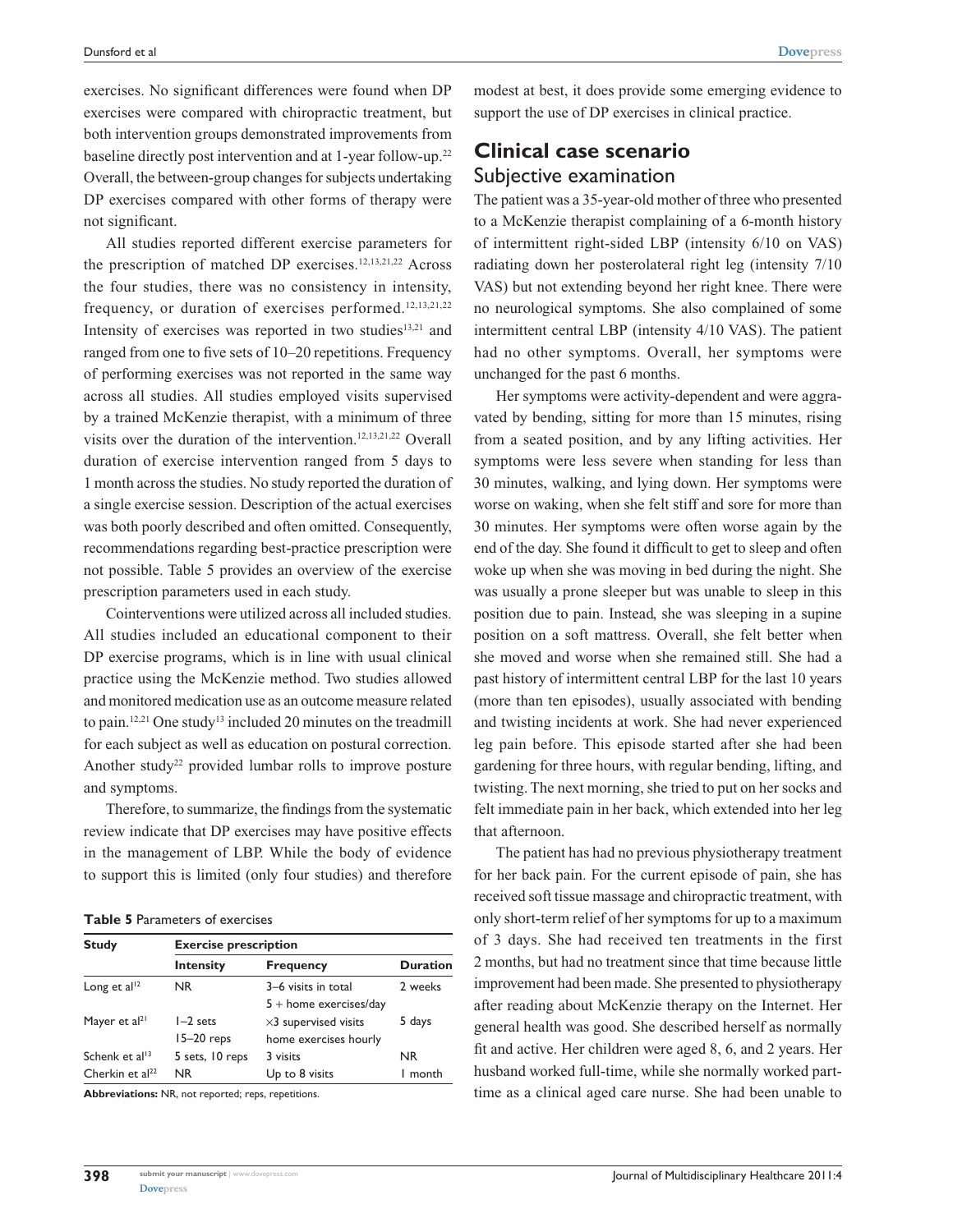exercises. No significant differences were found when DP exercises were compared with chiropractic treatment, but both intervention groups demonstrated improvements from baseline directly post intervention and at 1-year follow-up.[22] Overall, the between-group changes for subjects undertaking DP exercises compared with other forms of therapy were not significant.

All studies reported different exercise parameters for the prescription of matched DP exercises.[12,13,21,22] Across the four studies, there was no consistency in intensity, frequency, or duration of exercises performed.[12,13,21,22] Intensity of exercises was reported in two studies[13,21] and ranged from one to five sets of 10–20 repetitions. Frequency of performing exercises was not reported in the same way across all studies. All studies employed visits supervised by a trained McKenzie therapist, with a minimum of three visits over the duration of the intervention.[12,13,21,22] Overall duration of exercise intervention ranged from 5 days to 1 month across the studies. No study reported the duration of a single exercise session. Description of the actual exercises was both poorly described and often omitted. Consequently, recommendations regarding best-practice prescription were not possible. Table 5 provides an overview of the exercise prescription parameters used in each study.

Cointerventions were utilized across all included studies. All studies included an educational component to their DP exercise programs, which is in line with usual clinical practice using the McKenzie method. Two studies allowed and monitored medication use as an outcome measure related to pain.[12,21] One study[13] included 20 minutes on the treadmill for each subject as well as education on postural correction. Another study[22] provided lumbar rolls to improve posture and symptoms.

Therefore, to summarize, the findings from the systematic review indicate that DP exercises may have positive effects in the management of LBP. While the body of evidence to support this is limited (only four studies) and therefore modest at best, it does provide some emerging evidence to support the use of DP exercises in clinical practice.

**Table 5** Parameters of exercises

| Study | Exercise prescription | | |
|---|---|---|---|
| | **Intensity** | **Frequency** | **Duration** |
| Long et al[12] | NR | 3–6 visits in total<br>5 + home exercises/day | 2 weeks |
| Mayer et al[21] | 1–2 sets<br>15–20 reps | ×3 supervised visits<br>home exercises hourly | 5 days |
| Schenk et al[13] | 5 sets, 10 reps | 3 visits | NR |
| Cherkin et al[22] | NR | Up to 8 visits | 1 month |

**Abbreviations:** NR, not reported; reps, repetitions.

## Clinical case scenario

### Subjective examination

The patient was a 35-year-old mother of three who presented to a McKenzie therapist complaining of a 6-month history of intermittent right-sided LBP (intensity 6/10 on VAS) radiating down her posterolateral right leg (intensity 7/10 VAS) but not extending beyond her right knee. There were no neurological symptoms. She also complained of some intermittent central LBP (intensity 4/10 VAS). The patient had no other symptoms. Overall, her symptoms were unchanged for the past 6 months.

Her symptoms were activity-dependent and were aggravated by bending, sitting for more than 15 minutes, rising from a seated position, and by any lifting activities. Her symptoms were less severe when standing for less than 30 minutes, walking, and lying down. Her symptoms were worse on waking, when she felt stiff and sore for more than 30 minutes. Her symptoms were often worse again by the end of the day. She found it difficult to get to sleep and often woke up when she was moving in bed during the night. She was usually a prone sleeper but was unable to sleep in this position due to pain. Instead, she was sleeping in a supine position on a soft mattress. Overall, she felt better when she moved and worse when she remained still. She had a past history of intermittent central LBP for the last 10 years (more than ten episodes), usually associated with bending and twisting incidents at work. She had never experienced leg pain before. This episode started after she had been gardening for three hours, with regular bending, lifting, and twisting. The next morning, she tried to put on her socks and felt immediate pain in her back, which extended into her leg that afternoon.

The patient has had no previous physiotherapy treatment for her back pain. For the current episode of pain, she has received soft tissue massage and chiropractic treatment, with only short-term relief of her symptoms for up to a maximum of 3 days. She had received ten treatments in the first 2 months, but had no treatment since that time because little improvement had been made. She presented to physiotherapy after reading about McKenzie therapy on the Internet. Her general health was good. She described herself as normally fit and active. Her children were aged 8, 6, and 2 years. Her husband worked full-time, while she normally worked part-time as a clinical aged care nurse. She had been unable to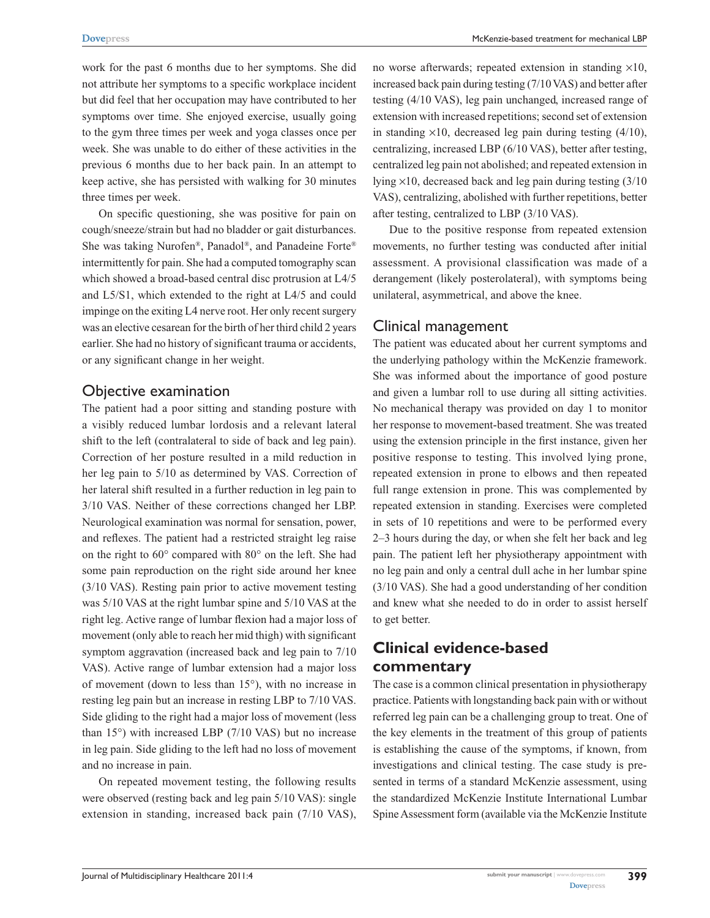work for the past 6 months due to her symptoms. She did not attribute her symptoms to a specific workplace incident but did feel that her occupation may have contributed to her symptoms over time. She enjoyed exercise, usually going to the gym three times per week and yoga classes once per week. She was unable to do either of these activities in the previous 6 months due to her back pain. In an attempt to keep active, she has persisted with walking for 30 minutes three times per week.

On specific questioning, she was positive for pain on cough/sneeze/strain but had no bladder or gait disturbances. She was taking Nurofen®, Panadol®, and Panadeine Forte® intermittently for pain. She had a computed tomography scan which showed a broad-based central disc protrusion at L4/5 and L5/S1, which extended to the right at L4/5 and could impinge on the exiting L4 nerve root. Her only recent surgery was an elective cesarean for the birth of her third child 2 years earlier. She had no history of significant trauma or accidents, or any significant change in her weight.

## Objective examination

The patient had a poor sitting and standing posture with a visibly reduced lumbar lordosis and a relevant lateral shift to the left (contralateral to side of back and leg pain). Correction of her posture resulted in a mild reduction in her leg pain to 5/10 as determined by VAS. Correction of her lateral shift resulted in a further reduction in leg pain to 3/10 VAS. Neither of these corrections changed her LBP. Neurological examination was normal for sensation, power, and reflexes. The patient had a restricted straight leg raise on the right to 60° compared with 80° on the left. She had some pain reproduction on the right side around her knee (3/10 VAS). Resting pain prior to active movement testing was 5/10 VAS at the right lumbar spine and 5/10 VAS at the right leg. Active range of lumbar flexion had a major loss of movement (only able to reach her mid thigh) with significant symptom aggravation (increased back and leg pain to 7/10 VAS). Active range of lumbar extension had a major loss of movement (down to less than 15°), with no increase in resting leg pain but an increase in resting LBP to 7/10 VAS. Side gliding to the right had a major loss of movement (less than 15°) with increased LBP (7/10 VAS) but no increase in leg pain. Side gliding to the left had no loss of movement and no increase in pain.

On repeated movement testing, the following results were observed (resting back and leg pain 5/10 VAS): single extension in standing, increased back pain (7/10 VAS), no worse afterwards; repeated extension in standing ×10, increased back pain during testing (7/10 VAS) and better after testing (4/10 VAS), leg pain unchanged, increased range of extension with increased repetitions; second set of extension in standing ×10, decreased leg pain during testing (4/10), centralizing, increased LBP (6/10 VAS), better after testing, centralized leg pain not abolished; and repeated extension in lying ×10, decreased back and leg pain during testing (3/10 VAS), centralizing, abolished with further repetitions, better after testing, centralized to LBP (3/10 VAS).

Due to the positive response from repeated extension movements, no further testing was conducted after initial assessment. A provisional classification was made of a derangement (likely posterolateral), with symptoms being unilateral, asymmetrical, and above the knee.

## Clinical management

The patient was educated about her current symptoms and the underlying pathology within the McKenzie framework. She was informed about the importance of good posture and given a lumbar roll to use during all sitting activities. No mechanical therapy was provided on day 1 to monitor her response to movement-based treatment. She was treated using the extension principle in the first instance, given her positive response to testing. This involved lying prone, repeated extension in prone to elbows and then repeated full range extension in prone. This was complemented by repeated extension in standing. Exercises were completed in sets of 10 repetitions and were to be performed every 2–3 hours during the day, or when she felt her back and leg pain. The patient left her physiotherapy appointment with no leg pain and only a central dull ache in her lumbar spine (3/10 VAS). She had a good understanding of her condition and knew what she needed to do in order to assist herself to get better.

# Clinical evidence-based commentary

The case is a common clinical presentation in physiotherapy practice. Patients with longstanding back pain with or without referred leg pain can be a challenging group to treat. One of the key elements in the treatment of this group of patients is establishing the cause of the symptoms, if known, from investigations and clinical testing. The case study is presented in terms of a standard McKenzie assessment, using the standardized McKenzie Institute International Lumbar Spine Assessment form (available via the McKenzie Institute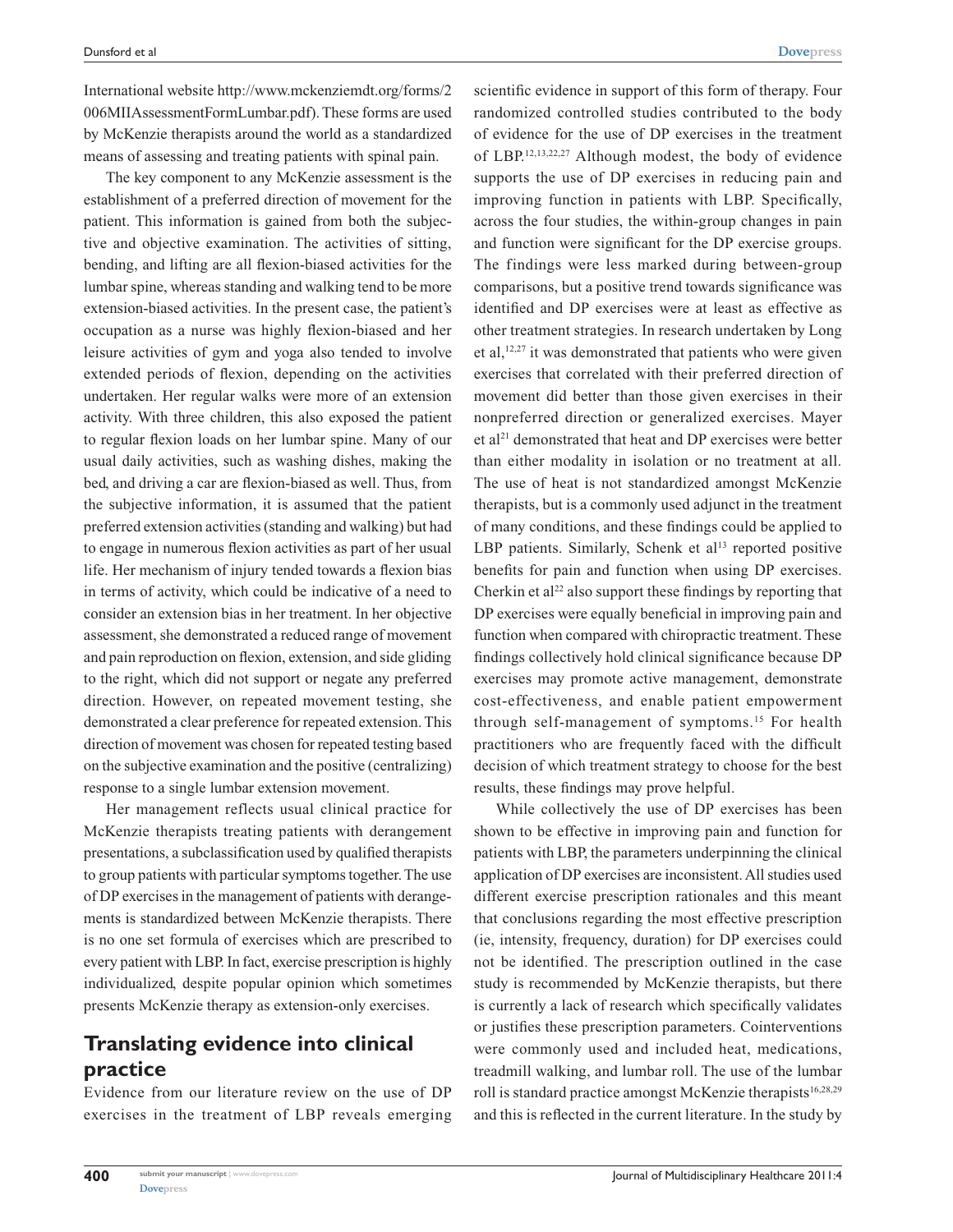International website http://www.mckenziemdt.org/forms/2006MIIAssessmentFormLumbar.pdf). These forms are used by McKenzie therapists around the world as a standardized means of assessing and treating patients with spinal pain.

The key component to any McKenzie assessment is the establishment of a preferred direction of movement for the patient. This information is gained from both the subjective and objective examination. The activities of sitting, bending, and lifting are all flexion-biased activities for the lumbar spine, whereas standing and walking tend to be more extension-biased activities. In the present case, the patient's occupation as a nurse was highly flexion-biased and her leisure activities of gym and yoga also tended to involve extended periods of flexion, depending on the activities undertaken. Her regular walks were more of an extension activity. With three children, this also exposed the patient to regular flexion loads on her lumbar spine. Many of our usual daily activities, such as washing dishes, making the bed, and driving a car are flexion-biased as well. Thus, from the subjective information, it is assumed that the patient preferred extension activities (standing and walking) but had to engage in numerous flexion activities as part of her usual life. Her mechanism of injury tended towards a flexion bias in terms of activity, which could be indicative of a need to consider an extension bias in her treatment. In her objective assessment, she demonstrated a reduced range of movement and pain reproduction on flexion, extension, and side gliding to the right, which did not support or negate any preferred direction. However, on repeated movement testing, she demonstrated a clear preference for repeated extension. This direction of movement was chosen for repeated testing based on the subjective examination and the positive (centralizing) response to a single lumbar extension movement.

Her management reflects usual clinical practice for McKenzie therapists treating patients with derangement presentations, a subclassification used by qualified therapists to group patients with particular symptoms together. The use of DP exercises in the management of patients with derangements is standardized between McKenzie therapists. There is no one set formula of exercises which are prescribed to every patient with LBP. In fact, exercise prescription is highly individualized, despite popular opinion which sometimes presents McKenzie therapy as extension-only exercises.

## Translating evidence into clinical practice

Evidence from our literature review on the use of DP exercises in the treatment of LBP reveals emerging scientific evidence in support of this form of therapy. Four randomized controlled studies contributed to the body of evidence for the use of DP exercises in the treatment of LBP.[12,13,22,27] Although modest, the body of evidence supports the use of DP exercises in reducing pain and improving function in patients with LBP. Specifically, across the four studies, the within-group changes in pain and function were significant for the DP exercise groups. The findings were less marked during between-group comparisons, but a positive trend towards significance was identified and DP exercises were at least as effective as other treatment strategies. In research undertaken by Long et al,[12,27] it was demonstrated that patients who were given exercises that correlated with their preferred direction of movement did better than those given exercises in their nonpreferred direction or generalized exercises. Mayer et al[21] demonstrated that heat and DP exercises were better than either modality in isolation or no treatment at all. The use of heat is not standardized amongst McKenzie therapists, but is a commonly used adjunct in the treatment of many conditions, and these findings could be applied to LBP patients. Similarly, Schenk et al[13] reported positive benefits for pain and function when using DP exercises. Cherkin et al[22] also support these findings by reporting that DP exercises were equally beneficial in improving pain and function when compared with chiropractic treatment. These findings collectively hold clinical significance because DP exercises may promote active management, demonstrate cost-effectiveness, and enable patient empowerment through self-management of symptoms.[15] For health practitioners who are frequently faced with the difficult decision of which treatment strategy to choose for the best results, these findings may prove helpful.

While collectively the use of DP exercises has been shown to be effective in improving pain and function for patients with LBP, the parameters underpinning the clinical application of DP exercises are inconsistent. All studies used different exercise prescription rationales and this meant that conclusions regarding the most effective prescription (ie, intensity, frequency, duration) for DP exercises could not be identified. The prescription outlined in the case study is recommended by McKenzie therapists, but there is currently a lack of research which specifically validates or justifies these prescription parameters. Cointerventions were commonly used and included heat, medications, treadmill walking, and lumbar roll. The use of the lumbar roll is standard practice amongst McKenzie therapists[16,28,29] and this is reflected in the current literature. In the study by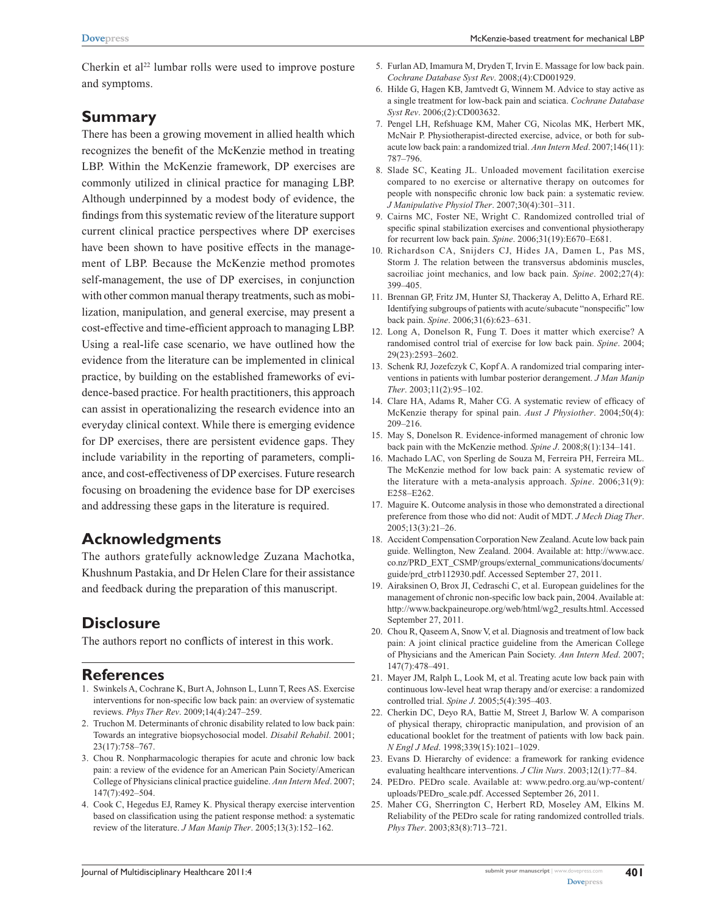Cherkin et al[22] lumbar rolls were used to improve posture and symptoms.

## Summary

There has been a growing movement in allied health which recognizes the benefit of the McKenzie method in treating LBP. Within the McKenzie framework, DP exercises are commonly utilized in clinical practice for managing LBP. Although underpinned by a modest body of evidence, the findings from this systematic review of the literature support current clinical practice perspectives where DP exercises have been shown to have positive effects in the management of LBP. Because the McKenzie method promotes self-management, the use of DP exercises, in conjunction with other common manual therapy treatments, such as mobilization, manipulation, and general exercise, may present a cost-effective and time-efficient approach to managing LBP. Using a real-life case scenario, we have outlined how the evidence from the literature can be implemented in clinical practice, by building on the established frameworks of evidence-based practice. For health practitioners, this approach can assist in operationalizing the research evidence into an everyday clinical context. While there is emerging evidence for DP exercises, there are persistent evidence gaps. They include variability in the reporting of parameters, compliance, and cost-effectiveness of DP exercises. Future research focusing on broadening the evidence base for DP exercises and addressing these gaps in the literature is required.

## Acknowledgments

The authors gratefully acknowledge Zuzana Machotka, Khushnum Pastakia, and Dr Helen Clare for their assistance and feedback during the preparation of this manuscript.

## Disclosure

The authors report no conflicts of interest in this work.

## References

1. Swinkels A, Cochrane K, Burt A, Johnson L, Lunn T, Rees AS. Exercise interventions for non-specific low back pain: an overview of systematic reviews. *Phys Ther Rev*. 2009;14(4):247–259.
2. Truchon M. Determinants of chronic disability related to low back pain: Towards an integrative biopsychosocial model. *Disabil Rehabil*. 2001; 23(17):758–767.
3. Chou R. Nonpharmacologic therapies for acute and chronic low back pain: a review of the evidence for an American Pain Society/American College of Physicians clinical practice guideline. *Ann Intern Med*. 2007; 147(7):492–504.
4. Cook C, Hegedus EJ, Ramey K. Physical therapy exercise intervention based on classification using the patient response method: a systematic review of the literature. *J Man Manip Ther*. 2005;13(3):152–162.
5. Furlan AD, Imamura M, Dryden T, Irvin E. Massage for low back pain. *Cochrane Database Syst Rev*. 2008;(4):CD001929.
6. Hilde G, Hagen KB, Jamtvedt G, Winnem M. Advice to stay active as a single treatment for low-back pain and sciatica. *Cochrane Database Syst Rev*. 2006;(2):CD003632.
7. Pengel LH, Refshuage KM, Maher CG, Nicolas MK, Herbert MK, McNair P. Physiotherapist-directed exercise, advice, or both for subacute low back pain: a randomized trial. *Ann Intern Med*. 2007;146(11): 787–796.
8. Slade SC, Keating JL. Unloaded movement facilitation exercise compared to no exercise or alternative therapy on outcomes for people with nonspecific chronic low back pain: a systematic review. *J Manipulative Physiol Ther*. 2007;30(4):301–311.
9. Cairns MC, Foster NE, Wright C. Randomized controlled trial of specific spinal stabilization exercises and conventional physiotherapy for recurrent low back pain. *Spine*. 2006;31(19):E670–E681.
10. Richardson CA, Snijders CJ, Hides JA, Damen L, Pas MS, Storm J. The relation between the transversus abdominis muscles, sacroiliac joint mechanics, and low back pain. *Spine*. 2002;27(4): 399–405.
11. Brennan GP, Fritz JM, Hunter SJ, Thackeray A, Delitto A, Erhard RE. Identifying subgroups of patients with acute/subacute "nonspecific" low back pain. *Spine*. 2006;31(6):623–631.
12. Long A, Donelson R, Fung T. Does it matter which exercise? A randomised control trial of exercise for low back pain. *Spine*. 2004; 29(23):2593–2602.
13. Schenk RJ, Jozefczyk C, Kopf A. A randomized trial comparing interventions in patients with lumbar posterior derangement. *J Man Manip Ther*. 2003;11(2):95–102.
14. Clare HA, Adams R, Maher CG. A systematic review of efficacy of McKenzie therapy for spinal pain. *Aust J Physiother*. 2004;50(4): 209–216.
15. May S, Donelson R. Evidence-informed management of chronic low back pain with the McKenzie method. *Spine J*. 2008;8(1):134–141.
16. Machado LAC, von Sperling de Souza M, Ferreira PH, Ferreira ML. The McKenzie method for low back pain: A systematic review of the literature with a meta-analysis approach. *Spine*. 2006;31(9): E258–E262.
17. Maguire K. Outcome analysis in those who demonstrated a directional preference from those who did not: Audit of MDT. *J Mech Diag Ther*. 2005;13(3):21–26.
18. Accident Compensation Corporation New Zealand. Acute low back pain guide. Wellington, New Zealand. 2004. Available at: http://www.acc.co.nz/PRD_EXT_CSMP/groups/external_communications/documents/guide/prd_ctrb112930.pdf. Accessed September 27, 2011.
19. Airaksinen O, Brox JI, Cedraschi C, et al. European guidelines for the management of chronic non-specific low back pain, 2004. Available at: http://www.backpaineurope.org/web/html/wg2_results.html. Accessed September 27, 2011.
20. Chou R, Qaseem A, Snow V, et al. Diagnosis and treatment of low back pain: A joint clinical practice guideline from the American College of Physicians and the American Pain Society. *Ann Intern Med*. 2007; 147(7):478–491.
21. Mayer JM, Ralph L, Look M, et al. Treating acute low back pain with continuous low-level heat wrap therapy and/or exercise: a randomized controlled trial. *Spine J*. 2005;5(4):395–403.
22. Cherkin DC, Deyo RA, Battie M, Street J, Barlow W. A comparison of physical therapy, chiropractic manipulation, and provision of an educational booklet for the treatment of patients with low back pain. *N Engl J Med*. 1998;339(15):1021–1029.
23. Evans D. Hierarchy of evidence: a framework for ranking evidence evaluating healthcare interventions. *J Clin Nurs*. 2003;12(1):77–84.
24. PEDro. PEDro scale. Available at: www.pedro.org.au/wp-content/uploads/PEDro_scale.pdf. Accessed September 26, 2011.
25. Maher CG, Sherrington C, Herbert RD, Moseley AM, Elkins M. Reliability of the PEDro scale for rating randomized controlled trials. *Phys Ther*. 2003;83(8):713–721.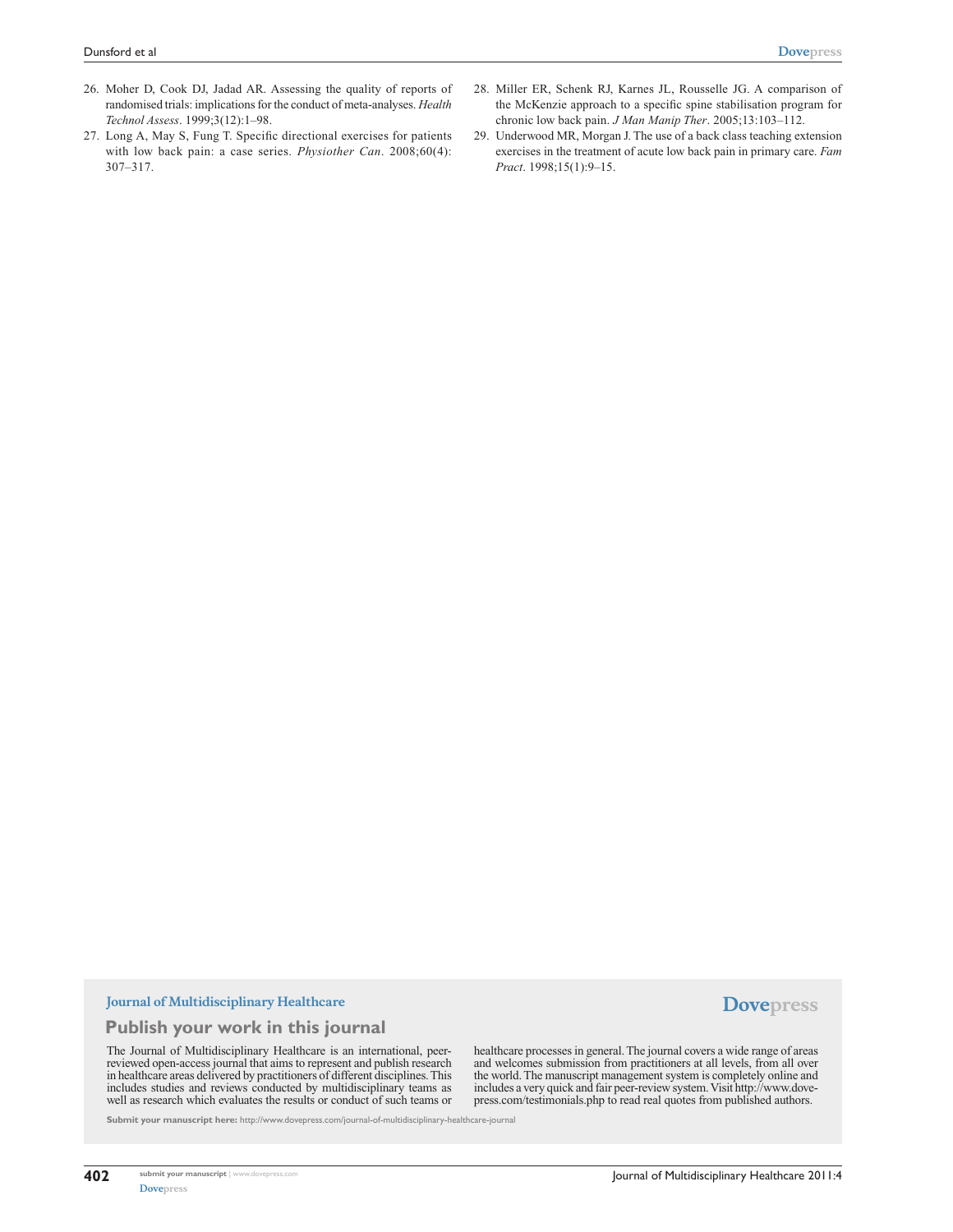26. Moher D, Cook DJ, Jadad AR. Assessing the quality of reports of randomised trials: implications for the conduct of meta-analyses. *Health Technol Assess*. 1999;3(12):1–98.
27. Long A, May S, Fung T. Specific directional exercises for patients with low back pain: a case series. *Physiother Can*. 2008;60(4):307–317.
28. Miller ER, Schenk RJ, Karnes JL, Rousselle JG. A comparison of the McKenzie approach to a specific spine stabilisation program for chronic low back pain. *J Man Manip Ther*. 2005;13:103–112.
29. Underwood MR, Morgan J. The use of a back class teaching extension exercises in the treatment of acute low back pain in primary care. *Fam Pract*. 1998;15(1):9–15.

**Journal of Multidisciplinary Healthcare**

## Publish your work in this journal

The Journal of Multidisciplinary Healthcare is an international, peer-reviewed open-access journal that aims to represent and publish research in healthcare areas delivered by practitioners of different disciplines. This includes studies and reviews conducted by multidisciplinary teams as well as research which evaluates the results or conduct of such teams or healthcare processes in general. The journal covers a wide range of areas and welcomes submission from practitioners at all levels, from all over the world. The manuscript management system is completely online and includes a very quick and fair peer-review system. Visit http://www.dovepress.com/testimonials.php to read real quotes from published authors.

**Submit your manuscript here:** http://www.dovepress.com/journal-of-multidisciplinary-healthcare-journal